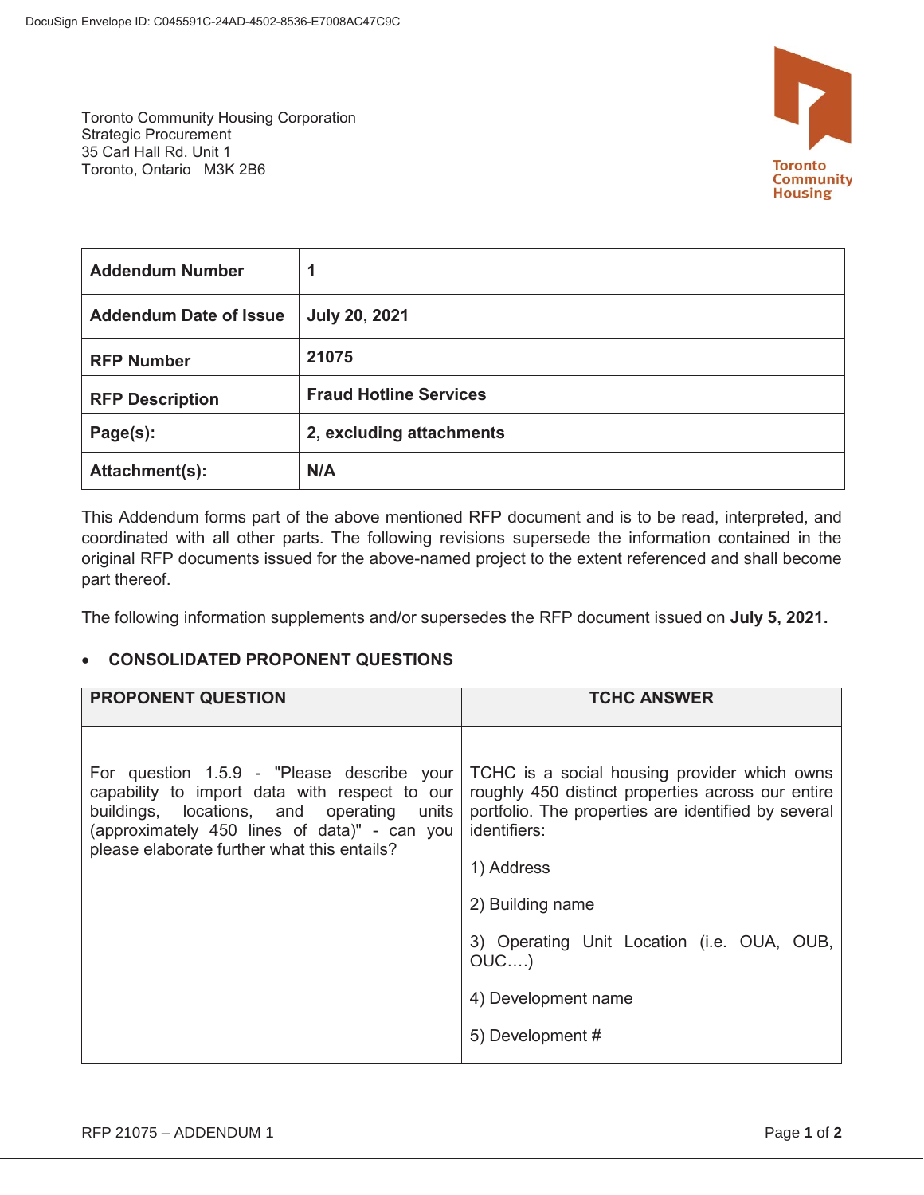DocuSign Envelope ID: C045591C-24AD-4502-8536-E7008AC47C9C

Toronto Community Housing Corporation
Strategic Procurement
35 Carl Hall Rd. Unit 1
Toronto, Ontario M3K 2B6

Toronto Community Housing

| | |
|---|---|
| **Addendum Number** | **1** |
| **Addendum Date of Issue** | **July 20, 2021** |
| **RFP Number** | **21075** |
| **RFP Description** | **Fraud Hotline Services** |
| **Page(s):** | **2, excluding attachments** |
| **Attachment(s):** | **N/A** |

This Addendum forms part of the above mentioned RFP document and is to be read, interpreted, and coordinated with all other parts. The following revisions supersede the information contained in the original RFP documents issued for the above-named project to the extent referenced and shall become part thereof.

The following information supplements and/or supersedes the RFP document issued on **July 5, 2021.**

- **CONSOLIDATED PROPONENT QUESTIONS**

| PROPONENT QUESTION | TCHC ANSWER |
|---|---|
| For question 1.5.9 - "Please describe your capability to import data with respect to our buildings, locations, and operating units (approximately 450 lines of data)" - can you please elaborate further what this entails? | TCHC is a social housing provider which owns roughly 450 distinct properties across our entire portfolio. The properties are identified by several identifiers:<br><br>1) Address<br><br>2) Building name<br><br>3) Operating Unit Location (i.e. OUA, OUB, OUC….)<br><br>4) Development name<br><br>5) Development # |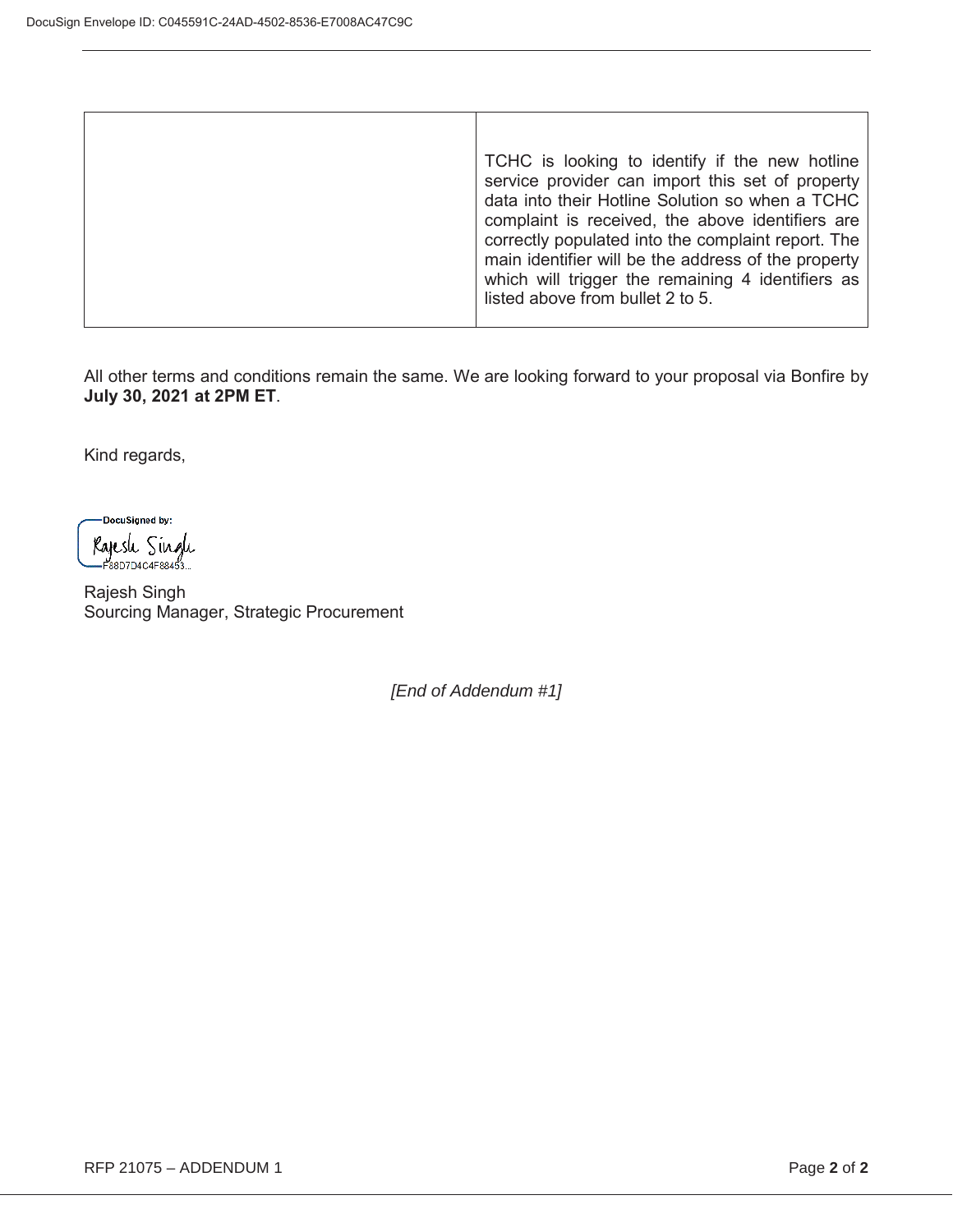| | |
|---|---|
| | TCHC is looking to identify if the new hotline service provider can import this set of property data into their Hotline Solution so when a TCHC complaint is received, the above identifiers are correctly populated into the complaint report. The main identifier will be the address of the property which will trigger the remaining 4 identifiers as listed above from bullet 2 to 5. |

All other terms and conditions remain the same. We are looking forward to your proposal via Bonfire by **July 30, 2021 at 2PM ET**.

Kind regards,

DocuSigned by:
Rajesh Singh
F88D7D4C4F88453...

Rajesh Singh
Sourcing Manager, Strategic Procurement

*[End of Addendum #1]*